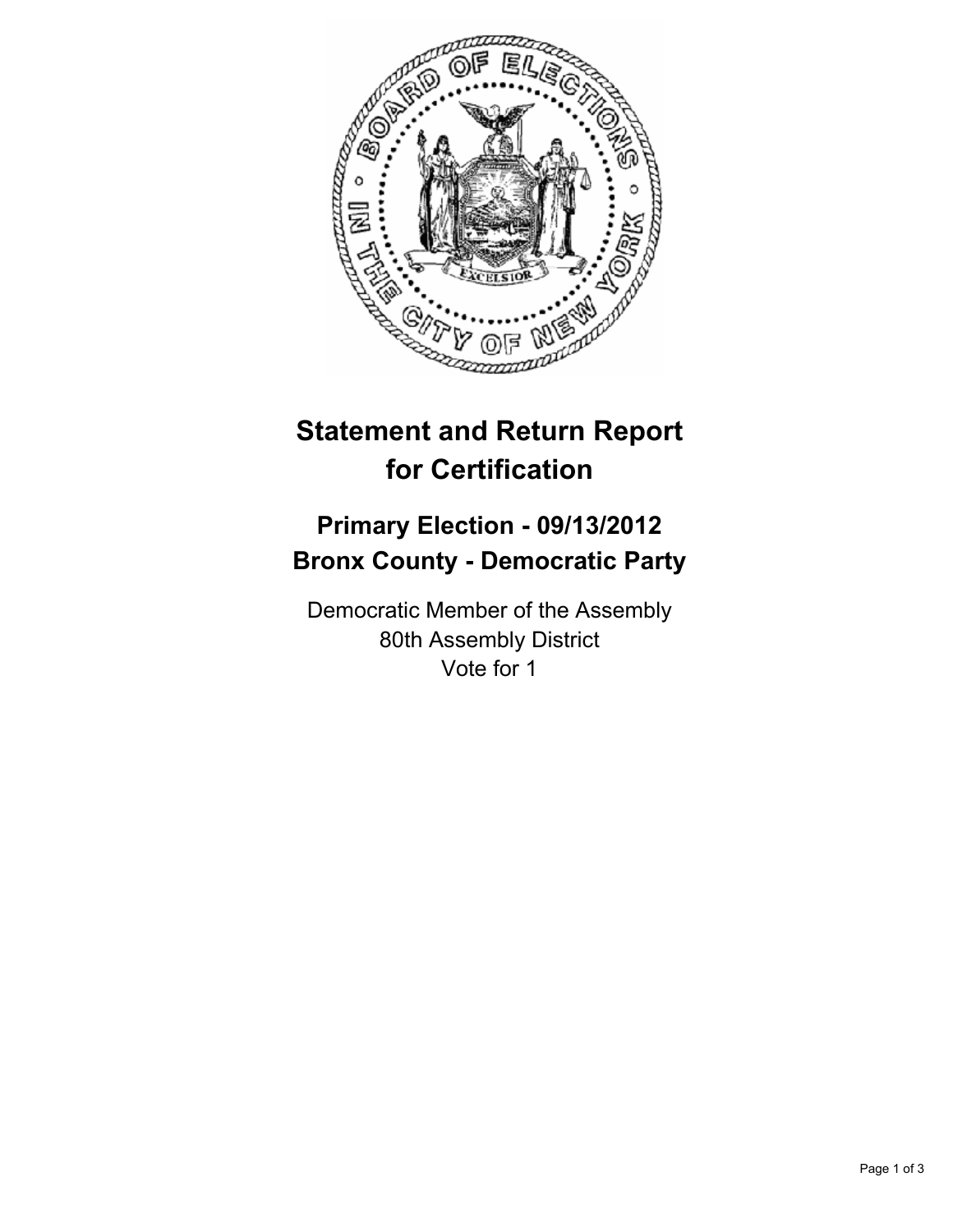# Statement and Return Report for Certification

## Primary Election - 09/13/2012
## Bronx County - Democratic Party

Democratic Member of the Assembly
80th Assembly District
Vote for 1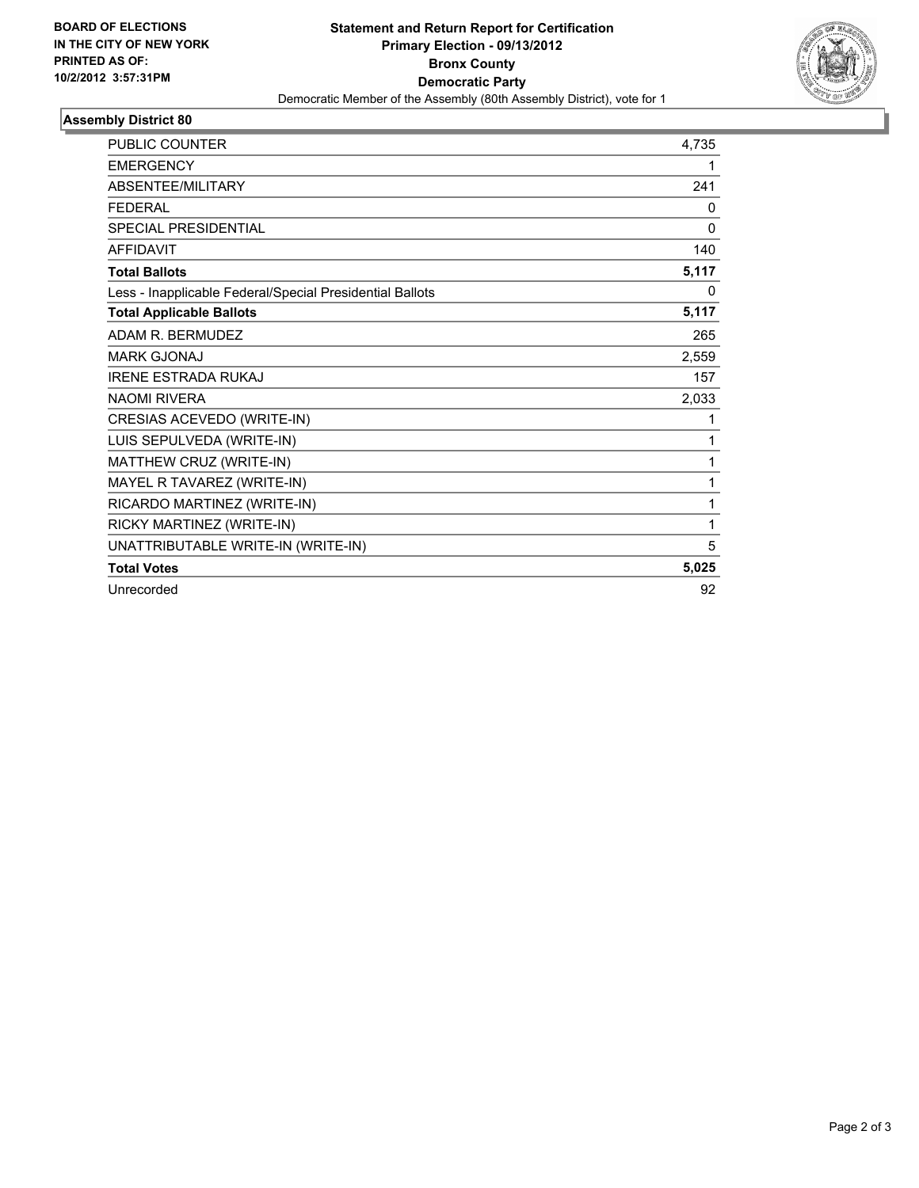**BOARD OF ELECTIONS IN THE CITY OF NEW YORK PRINTED AS OF: 10/2/2012 3:57:31PM**

# Statement and Return Report for Certification
## Primary Election - 09/13/2012
## Bronx County
## Democratic Party

Democratic Member of the Assembly (80th Assembly District), vote for 1

### Assembly District 80

| | |
|---|---|
| PUBLIC COUNTER | 4,735 |
| EMERGENCY | 1 |
| ABSENTEE/MILITARY | 241 |
| FEDERAL | 0 |
| SPECIAL PRESIDENTIAL | 0 |
| AFFIDAVIT | 140 |
| **Total Ballots** | **5,117** |
| Less - Inapplicable Federal/Special Presidential Ballots | 0 |
| **Total Applicable Ballots** | **5,117** |
| ADAM R. BERMUDEZ | 265 |
| MARK GJONAJ | 2,559 |
| IRENE ESTRADA RUKAJ | 157 |
| NAOMI RIVERA | 2,033 |
| CRESIAS ACEVEDO (WRITE-IN) | 1 |
| LUIS SEPULVEDA (WRITE-IN) | 1 |
| MATTHEW CRUZ (WRITE-IN) | 1 |
| MAYEL R TAVAREZ (WRITE-IN) | 1 |
| RICARDO MARTINEZ (WRITE-IN) | 1 |
| RICKY MARTINEZ (WRITE-IN) | 1 |
| UNATTRIBUTABLE WRITE-IN (WRITE-IN) | 5 |
| **Total Votes** | **5,025** |
| Unrecorded | 92 |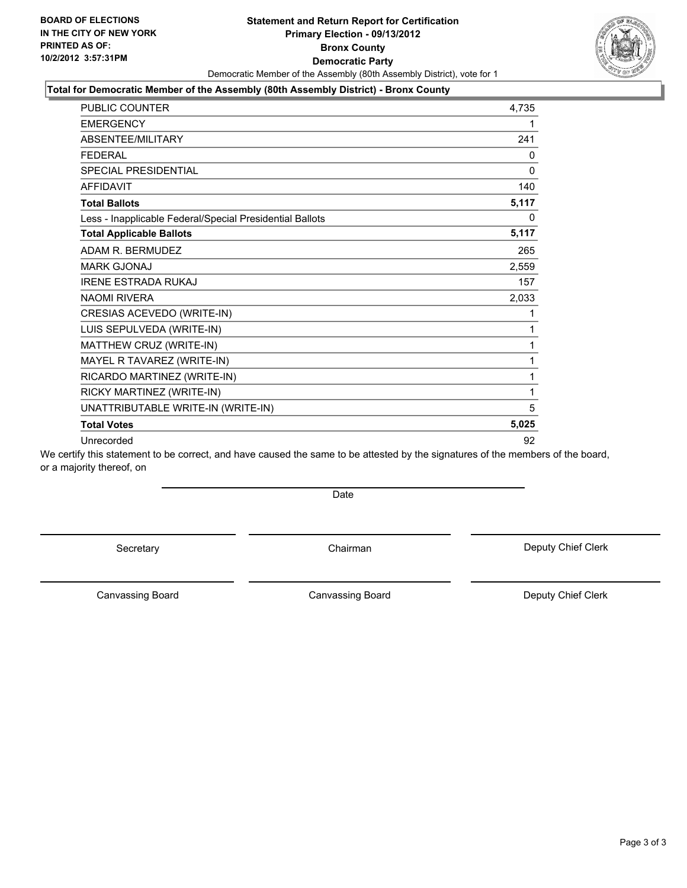**BOARD OF ELECTIONS**
**IN THE CITY OF NEW YORK**
**PRINTED AS OF:**
**10/2/2012 3:57:31PM**

**Statement and Return Report for Certification**
**Primary Election - 09/13/2012**
**Bronx County**
**Democratic Party**
Democratic Member of the Assembly (80th Assembly District), vote for 1

**Total for Democratic Member of the Assembly (80th Assembly District) - Bronx County**

| | |
|---|---|
| PUBLIC COUNTER | 4,735 |
| EMERGENCY | 1 |
| ABSENTEE/MILITARY | 241 |
| FEDERAL | 0 |
| SPECIAL PRESIDENTIAL | 0 |
| AFFIDAVIT | 140 |
| **Total Ballots** | **5,117** |
| Less - Inapplicable Federal/Special Presidential Ballots | 0 |
| **Total Applicable Ballots** | **5,117** |
| ADAM R. BERMUDEZ | 265 |
| MARK GJONAJ | 2,559 |
| IRENE ESTRADA RUKAJ | 157 |
| NAOMI RIVERA | 2,033 |
| CRESIAS ACEVEDO (WRITE-IN) | 1 |
| LUIS SEPULVEDA (WRITE-IN) | 1 |
| MATTHEW CRUZ (WRITE-IN) | 1 |
| MAYEL R TAVAREZ (WRITE-IN) | 1 |
| RICARDO MARTINEZ (WRITE-IN) | 1 |
| RICKY MARTINEZ (WRITE-IN) | 1 |
| UNATTRIBUTABLE WRITE-IN (WRITE-IN) | 5 |
| **Total Votes** | **5,025** |
| Unrecorded | 92 |

We certify this statement to be correct, and have caused the same to be attested by the signatures of the members of the board, or a majority thereof, on

Date

Secretary

Chairman

Deputy Chief Clerk

Canvassing Board

Canvassing Board

Deputy Chief Clerk